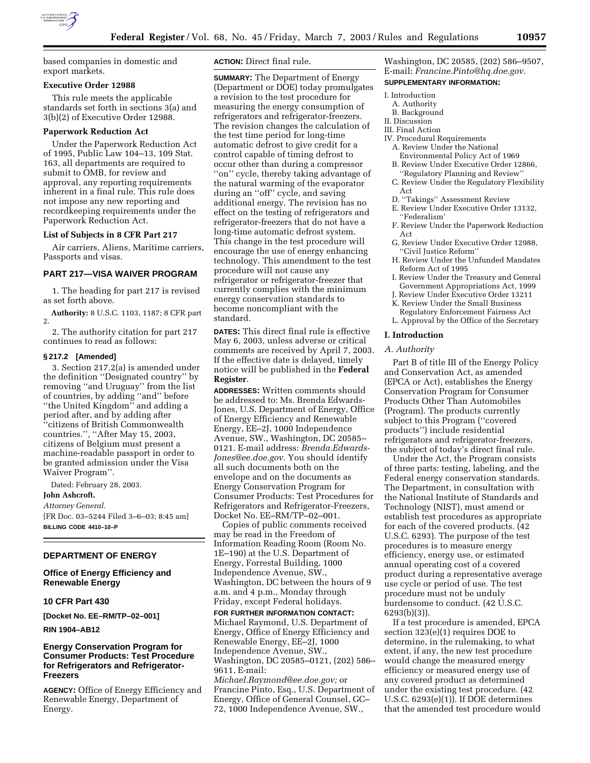based companies in domestic and export markets.

**Executive Order 12988**

This rule meets the applicable standards set forth in sections 3(a) and 3(b)(2) of Executive Order 12988.

**Paperwork Reduction Act**

Under the Paperwork Reduction Act of 1995, Public Law 104–13, 109 Stat. 163, all departments are required to submit to OMB, for review and approval, any reporting requirements inherent in a final rule. This rule does not impose any new reporting and recordkeeping requirements under the Paperwork Reduction Act.

**List of Subjects in 8 CFR Part 217**

Air carriers, Aliens, Maritime carriers, Passports and visas.

## PART 217—VISA WAIVER PROGRAM

1. The heading for part 217 is revised as set forth above.

**Authority:** 8 U.S.C. 1103, 1187; 8 CFR part 2.

2. The authority citation for part 217 continues to read as follows:

**§ 217.2 [Amended]**

3. Section 217.2(a) is amended under the definition ''Designated country'' by removing ''and Uruguay'' from the list of countries, by adding ''and'' before ''the United Kingdom'' and adding a period after, and by adding after ''citizens of British Commonwealth countries.'', ''After May 15, 2003, citizens of Belgium must present a machine-readable passport in order to be granted admission under the Visa Waiver Program''.

Dated: February 28, 2003.

**John Ashcroft,**

*Attorney General.*

[FR Doc. 03–5244 Filed 3–6–03; 8:45 am]

**BILLING CODE 4410–10–P**

---

## DEPARTMENT OF ENERGY

### Office of Energy Efficiency and Renewable Energy

### 10 CFR Part 430

**[Docket No. EE–RM/TP–02–001]**

**RIN 1904–AB12**

### Energy Conservation Program for Consumer Products: Test Procedure for Refrigerators and Refrigerator-Freezers

**AGENCY:** Office of Energy Efficiency and Renewable Energy, Department of Energy.

**ACTION:** Direct final rule.

**SUMMARY:** The Department of Energy (Department or DOE) today promulgates a revision to the test procedure for measuring the energy consumption of refrigerators and refrigerator-freezers. The revision changes the calculation of the test time period for long-time automatic defrost to give credit for a control capable of timing defrost to occur other than during a compressor ''on'' cycle, thereby taking advantage of the natural warming of the evaporator during an ''off'' cycle, and saving additional energy. The revision has no effect on the testing of refrigerators and refrigerator-freezers that do not have a long-time automatic defrost system. This change in the test procedure will encourage the use of energy enhancing technology. This amendment to the test procedure will not cause any refrigerator or refrigerator-freezer that currently complies with the minimum energy conservation standards to become noncompliant with the standard.

**DATES:** This direct final rule is effective May 6, 2003, unless adverse or critical comments are received by April 7, 2003. If the effective date is delayed, timely notice will be published in the **Federal Register**.

**ADDRESSES:** Written comments should be addressed to: Ms. Brenda Edwards-Jones, U.S. Department of Energy, Office of Energy Efficiency and Renewable Energy, EE–2J, 1000 Independence Avenue, SW., Washington, DC 20585–0121. E-mail address: *Brenda.Edwards-Jones@ee.doe.gov.* You should identify all such documents both on the envelope and on the documents as Energy Conservation Program for Consumer Products: Test Procedures for Refrigerators and Refrigerator-Freezers, Docket No. EE–RM/TP–02–001.

Copies of public comments received may be read in the Freedom of Information Reading Room (Room No. 1E–190) at the U.S. Department of Energy, Forrestal Building, 1000 Independence Avenue, SW., Washington, DC between the hours of 9 a.m. and 4 p.m., Monday through Friday, except Federal holidays.

**FOR FURTHER INFORMATION CONTACT:** Michael Raymond, U.S. Department of Energy, Office of Energy Efficiency and Renewable Energy, EE–2J, 1000 Independence Avenue, SW., Washington, DC 20585–0121, (202) 586–9611, E-mail: *Michael.Raymond@ee.doe.gov;* or Francine Pinto, Esq., U.S. Department of Energy, Office of General Counsel, GC–72, 1000 Independence Avenue, SW., Washington, DC 20585, (202) 586–9507, E-mail: *Francine.Pinto@hq.doe.gov.*

**SUPPLEMENTARY INFORMATION:**

- I. Introduction
  - A. Authority
  - B. Background
- II. Discussion
- III. Final Action
- IV. Procedural Requirements
  - A. Review Under the National Environmental Policy Act of 1969
  - B. Review Under Executive Order 12866, ''Regulatory Planning and Review''
  - C. Review Under the Regulatory Flexibility Act
  - D. ''Takings'' Assessment Review
  - E. Review Under Executive Order 13132, ''Federalism'
  - F. Review Under the Paperwork Reduction Act
  - G. Review Under Executive Order 12988, ''Civil Justice Reform''
  - H. Review Under the Unfunded Mandates Reform Act of 1995
  - I. Review Under the Treasury and General Government Appropriations Act, 1999
  - J. Review Under Executive Order 13211
  - K. Review Under the Small Business Regulatory Enforcement Fairness Act
  - L. Approval by the Office of the Secretary

## I. Introduction

### *A. Authority*

Part B of title III of the Energy Policy and Conservation Act, as amended (EPCA or Act), establishes the Energy Conservation Program for Consumer Products Other Than Automobiles (Program). The products currently subject to this Program (''covered products'') include residential refrigerators and refrigerator-freezers, the subject of today's direct final rule.

Under the Act, the Program consists of three parts: testing, labeling, and the Federal energy conservation standards. The Department, in consultation with the National Institute of Standards and Technology (NIST), must amend or establish test procedures as appropriate for each of the covered products. (42 U.S.C. 6293). The purpose of the test procedures is to measure energy efficiency, energy use, or estimated annual operating cost of a covered product during a representative average use cycle or period of use. The test procedure must not be unduly burdensome to conduct. (42 U.S.C. 6293(b)(3)).

If a test procedure is amended, EPCA section 323(e)(1) requires DOE to determine, in the rulemaking, to what extent, if any, the new test procedure would change the measured energy efficiency or measured energy use of any covered product as determined under the existing test procedure. (42 U.S.C. 6293(e)(1)). If DOE determines that the amended test procedure would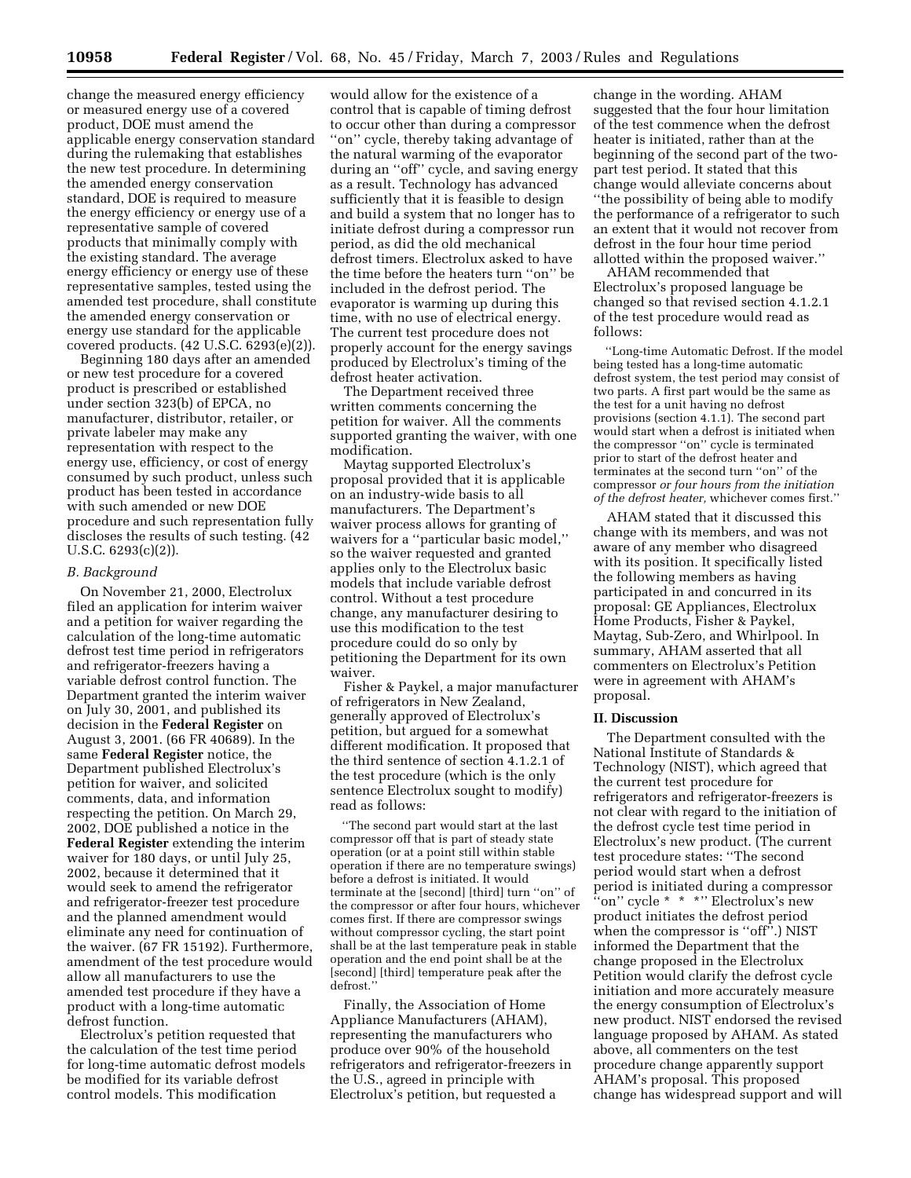change the measured energy efficiency or measured energy use of a covered product, DOE must amend the applicable energy conservation standard during the rulemaking that establishes the new test procedure. In determining the amended energy conservation standard, DOE is required to measure the energy efficiency or energy use of a representative sample of covered products that minimally comply with the existing standard. The average energy efficiency or energy use of these representative samples, tested using the amended test procedure, shall constitute the amended energy conservation or energy use standard for the applicable covered products. (42 U.S.C. 6293(e)(2)).

Beginning 180 days after an amended or new test procedure for a covered product is prescribed or established under section 323(b) of EPCA, no manufacturer, distributor, retailer, or private labeler may make any representation with respect to the energy use, efficiency, or cost of energy consumed by such product, unless such product has been tested in accordance with such amended or new DOE procedure and such representation fully discloses the results of such testing. (42 U.S.C. 6293(c)(2)).

### *B. Background*

On November 21, 2000, Electrolux filed an application for interim waiver and a petition for waiver regarding the calculation of the long-time automatic defrost test time period in refrigerators and refrigerator-freezers having a variable defrost control function. The Department granted the interim waiver on July 30, 2001, and published its decision in the **Federal Register** on August 3, 2001. (66 FR 40689). In the same **Federal Register** notice, the Department published Electrolux's petition for waiver, and solicited comments, data, and information respecting the petition. On March 29, 2002, DOE published a notice in the **Federal Register** extending the interim waiver for 180 days, or until July 25, 2002, because it determined that it would seek to amend the refrigerator and refrigerator-freezer test procedure and the planned amendment would eliminate any need for continuation of the waiver. (67 FR 15192). Furthermore, amendment of the test procedure would allow all manufacturers to use the amended test procedure if they have a product with a long-time automatic defrost function.

Electrolux's petition requested that the calculation of the test time period for long-time automatic defrost models be modified for its variable defrost control models. This modification would allow for the existence of a control that is capable of timing defrost to occur other than during a compressor ''on'' cycle, thereby taking advantage of the natural warming of the evaporator during an ''off'' cycle, and saving energy as a result. Technology has advanced sufficiently that it is feasible to design and build a system that no longer has to initiate defrost during a compressor run period, as did the old mechanical defrost timers. Electrolux asked to have the time before the heaters turn ''on'' be included in the defrost period. The evaporator is warming up during this time, with no use of electrical energy. The current test procedure does not properly account for the energy savings produced by Electrolux's timing of the defrost heater activation.

The Department received three written comments concerning the petition for waiver. All the comments supported granting the waiver, with one modification.

Maytag supported Electrolux's proposal provided that it is applicable on an industry-wide basis to all manufacturers. The Department's waiver process allows for granting of waivers for a ''particular basic model,'' so the waiver requested and granted applies only to the Electrolux basic models that include variable defrost control. Without a test procedure change, any manufacturer desiring to use this modification to the test procedure could do so only by petitioning the Department for its own waiver.

Fisher & Paykel, a major manufacturer of refrigerators in New Zealand, generally approved of Electrolux's petition, but argued for a somewhat different modification. It proposed that the third sentence of section 4.1.2.1 of the test procedure (which is the only sentence Electrolux sought to modify) read as follows:

> ''The second part would start at the last compressor off that is part of steady state operation (or at a point still within stable operation if there are no temperature swings) before a defrost is initiated. It would terminate at the [second] [third] turn ''on'' of the compressor or after four hours, whichever comes first. If there are compressor swings without compressor cycling, the start point shall be at the last temperature peak in stable operation and the end point shall be at the [second] [third] temperature peak after the defrost.''

Finally, the Association of Home Appliance Manufacturers (AHAM), representing the manufacturers who produce over 90% of the household refrigerators and refrigerator-freezers in the U.S., agreed in principle with Electrolux's petition, but requested a change in the wording. AHAM suggested that the four hour limitation of the test commence when the defrost heater is initiated, rather than at the beginning of the second part of the two-part test period. It stated that this change would alleviate concerns about ''the possibility of being able to modify the performance of a refrigerator to such an extent that it would not recover from defrost in the four hour time period allotted within the proposed waiver.''

AHAM recommended that Electrolux's proposed language be changed so that revised section 4.1.2.1 of the test procedure would read as follows:

> ''Long-time Automatic Defrost. If the model being tested has a long-time automatic defrost system, the test period may consist of two parts. A first part would be the same as the test for a unit having no defrost provisions (section 4.1.1). The second part would start when a defrost is initiated when the compressor ''on'' cycle is terminated prior to start of the defrost heater and terminates at the second turn ''on'' of the compressor *or four hours from the initiation of the defrost heater,* whichever comes first.''

AHAM stated that it discussed this change with its members, and was not aware of any member who disagreed with its position. It specifically listed the following members as having participated in and concurred in its proposal: GE Appliances, Electrolux Home Products, Fisher & Paykel, Maytag, Sub-Zero, and Whirlpool. In summary, AHAM asserted that all commenters on Electrolux's Petition were in agreement with AHAM's proposal.

## II. Discussion

The Department consulted with the National Institute of Standards & Technology (NIST), which agreed that the current test procedure for refrigerators and refrigerator-freezers is not clear with regard to the initiation of the defrost cycle test time period in Electrolux's new product. (The current test procedure states: ''The second period would start when a defrost period is initiated during a compressor ''on'' cycle * * *'' Electrolux's new product initiates the defrost period when the compressor is ''off''.) NIST informed the Department that the change proposed in the Electrolux Petition would clarify the defrost cycle initiation and more accurately measure the energy consumption of Electrolux's new product. NIST endorsed the revised language proposed by AHAM. As stated above, all commenters on the test procedure change apparently support AHAM's proposal. This proposed change has widespread support and will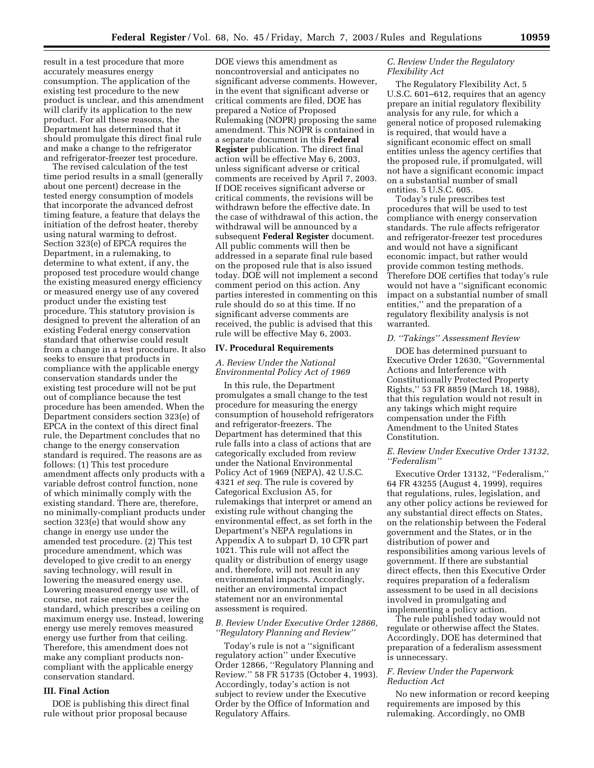result in a test procedure that more accurately measures energy consumption. The application of the existing test procedure to the new product is unclear, and this amendment will clarify its application to the new product. For all these reasons, the Department has determined that it should promulgate this direct final rule and make a change to the refrigerator and refrigerator-freezer test procedure.

The revised calculation of the test time period results in a small (generally about one percent) decrease in the tested energy consumption of models that incorporate the advanced defrost timing feature, a feature that delays the initiation of the defrost heater, thereby using natural warming to defrost. Section 323(e) of EPCA requires the Department, in a rulemaking, to determine to what extent, if any, the proposed test procedure would change the existing measured energy efficiency or measured energy use of any covered product under the existing test procedure. This statutory provision is designed to prevent the alteration of an existing Federal energy conservation standard that otherwise could result from a change in a test procedure. It also seeks to ensure that products in compliance with the applicable energy conservation standards under the existing test procedure will not be put out of compliance because the test procedure has been amended. When the Department considers section 323(e) of EPCA in the context of this direct final rule, the Department concludes that no change to the energy conservation standard is required. The reasons are as follows: (1) This test procedure amendment affects only products with a variable defrost control function, none of which minimally comply with the existing standard. There are, therefore, no minimally-compliant products under section 323(e) that would show any change in energy use under the amended test procedure. (2) This test procedure amendment, which was developed to give credit to an energy saving technology, will result in lowering the measured energy use. Lowering measured energy use will, of course, not raise energy use over the standard, which prescribes a ceiling on maximum energy use. Instead, lowering energy use merely removes measured energy use further from that ceiling. Therefore, this amendment does not make any compliant products non-compliant with the applicable energy conservation standard.

## III. Final Action

DOE is publishing this direct final rule without prior proposal because DOE views this amendment as noncontroversial and anticipates no significant adverse comments. However, in the event that significant adverse or critical comments are filed, DOE has prepared a Notice of Proposed Rulemaking (NOPR) proposing the same amendment. This NOPR is contained in a separate document in this **Federal Register** publication. The direct final action will be effective May 6, 2003, unless significant adverse or critical comments are received by April 7, 2003. If DOE receives significant adverse or critical comments, the revisions will be withdrawn before the effective date. In the case of withdrawal of this action, the withdrawal will be announced by a subsequent **Federal Register** document. All public comments will then be addressed in a separate final rule based on the proposed rule that is also issued today. DOE will not implement a second comment period on this action. Any parties interested in commenting on this rule should do so at this time. If no significant adverse comments are received, the public is advised that this rule will be effective May 6, 2003.

## IV. Procedural Requirements

### *A. Review Under the National Environmental Policy Act of 1969*

In this rule, the Department promulgates a small change to the test procedure for measuring the energy consumption of household refrigerators and refrigerator-freezers. The Department has determined that this rule falls into a class of actions that are categorically excluded from review under the National Environmental Policy Act of 1969 (NEPA), 42 U.S.C. 4321 *et seq.* The rule is covered by Categorical Exclusion A5, for rulemakings that interpret or amend an existing rule without changing the environmental effect, as set forth in the Department's NEPA regulations in Appendix A to subpart D, 10 CFR part 1021. This rule will not affect the quality or distribution of energy usage and, therefore, will not result in any environmental impacts. Accordingly, neither an environmental impact statement nor an environmental assessment is required.

### *B. Review Under Executive Order 12866, ''Regulatory Planning and Review''*

Today's rule is not a ''significant regulatory action'' under Executive Order 12866, ''Regulatory Planning and Review.'' 58 FR 51735 (October 4, 1993). Accordingly, today's action is not subject to review under the Executive Order by the Office of Information and Regulatory Affairs.

### *C. Review Under the Regulatory Flexibility Act*

The Regulatory Flexibility Act, 5 U.S.C. 601–612, requires that an agency prepare an initial regulatory flexibility analysis for any rule, for which a general notice of proposed rulemaking is required, that would have a significant economic effect on small entities unless the agency certifies that the proposed rule, if promulgated, will not have a significant economic impact on a substantial number of small entities. 5 U.S.C. 605.

Today's rule prescribes test procedures that will be used to test compliance with energy conservation standards. The rule affects refrigerator and refrigerator-freezer test procedures and would not have a significant economic impact, but rather would provide common testing methods. Therefore DOE certifies that today's rule would not have a ''significant economic impact on a substantial number of small entities,'' and the preparation of a regulatory flexibility analysis is not warranted.

### *D. ''Takings'' Assessment Review*

DOE has determined pursuant to Executive Order 12630, ''Governmental Actions and Interference with Constitutionally Protected Property Rights,'' 53 FR 8859 (March 18, 1988), that this regulation would not result in any takings which might require compensation under the Fifth Amendment to the United States Constitution.

### *E. Review Under Executive Order 13132, ''Federalism''*

Executive Order 13132, ''Federalism,'' 64 FR 43255 (August 4, 1999), requires that regulations, rules, legislation, and any other policy actions be reviewed for any substantial direct effects on States, on the relationship between the Federal government and the States, or in the distribution of power and responsibilities among various levels of government. If there are substantial direct effects, then this Executive Order requires preparation of a federalism assessment to be used in all decisions involved in promulgating and implementing a policy action.

The rule published today would not regulate or otherwise affect the States. Accordingly, DOE has determined that preparation of a federalism assessment is unnecessary.

### *F. Review Under the Paperwork Reduction Act*

No new information or record keeping requirements are imposed by this rulemaking. Accordingly, no OMB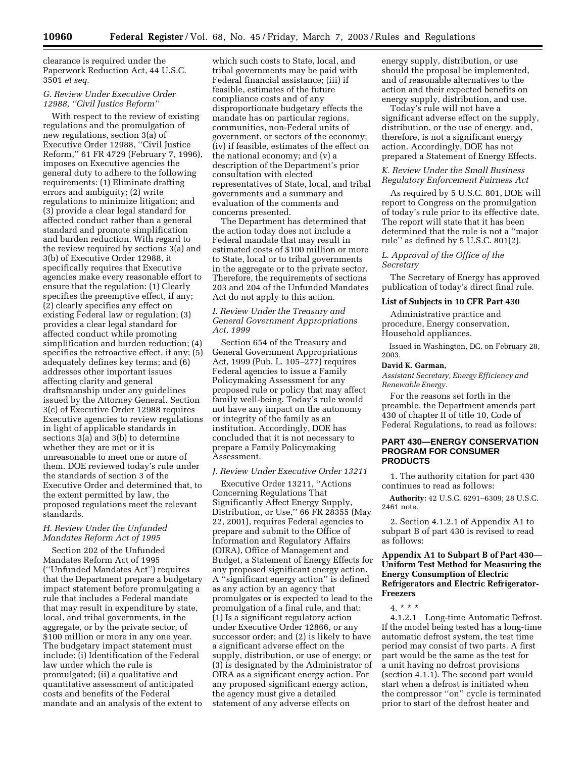clearance is required under the Paperwork Reduction Act, 44 U.S.C. 3501 *et seq.*

### *G. Review Under Executive Order 12988, ''Civil Justice Reform''*

With respect to the review of existing regulations and the promulgation of new regulations, section 3(a) of Executive Order 12988, ''Civil Justice Reform,'' 61 FR 4729 (February 7, 1996), imposes on Executive agencies the general duty to adhere to the following requirements: (1) Eliminate drafting errors and ambiguity; (2) write regulations to minimize litigation; and (3) provide a clear legal standard for affected conduct rather than a general standard and promote simplification and burden reduction. With regard to the review required by sections 3(a) and 3(b) of Executive Order 12988, it specifically requires that Executive agencies make every reasonable effort to ensure that the regulation: (1) Clearly specifies the preemptive effect, if any; (2) clearly specifies any effect on existing Federal law or regulation; (3) provides a clear legal standard for affected conduct while promoting simplification and burden reduction; (4) specifies the retroactive effect, if any; (5) adequately defines key terms; and (6) addresses other important issues affecting clarity and general draftsmanship under any guidelines issued by the Attorney General. Section 3(c) of Executive Order 12988 requires Executive agencies to review regulations in light of applicable standards in sections 3(a) and 3(b) to determine whether they are met or it is unreasonable to meet one or more of them. DOE reviewed today's rule under the standards of section 3 of the Executive Order and determined that, to the extent permitted by law, the proposed regulations meet the relevant standards.

### *H. Review Under the Unfunded Mandates Reform Act of 1995*

Section 202 of the Unfunded Mandates Reform Act of 1995 (''Unfunded Mandates Act'') requires that the Department prepare a budgetary impact statement before promulgating a rule that includes a Federal mandate that may result in expenditure by state, local, and tribal governments, in the aggregate, or by the private sector, of $100 million or more in any one year. The budgetary impact statement must include: (i) Identification of the Federal law under which the rule is promulgated; (ii) a qualitative and quantitative assessment of anticipated costs and benefits of the Federal mandate and an analysis of the extent to which such costs to State, local, and tribal governments may be paid with Federal financial assistance; (iii) if feasible, estimates of the future compliance costs and of any disproportionate budgetary effects the mandate has on particular regions, communities, non-Federal units of government, or sectors of the economy; (iv) if feasible, estimates of the effect on the national economy; and (v) a description of the Department's prior consultation with elected representatives of State, local, and tribal governments and a summary and evaluation of the comments and concerns presented.

The Department has determined that the action today does not include a Federal mandate that may result in estimated costs of $100 million or more to State, local or to tribal governments in the aggregate or to the private sector. Therefore, the requirements of sections 203 and 204 of the Unfunded Mandates Act do not apply to this action.

### *I. Review Under the Treasury and General Government Appropriations Act, 1999*

Section 654 of the Treasury and General Government Appropriations Act, 1999 (Pub. L. 105–277) requires Federal agencies to issue a Family Policymaking Assessment for any proposed rule or policy that may affect family well-being. Today's rule would not have any impact on the autonomy or integrity of the family as an institution. Accordingly, DOE has concluded that it is not necessary to prepare a Family Policymaking Assessment.

### *J. Review Under Executive Order 13211*

Executive Order 13211, ''Actions Concerning Regulations That Significantly Affect Energy Supply, Distribution, or Use,'' 66 FR 28355 (May 22, 2001), requires Federal agencies to prepare and submit to the Office of Information and Regulatory Affairs (OIRA), Office of Management and Budget, a Statement of Energy Effects for any proposed significant energy action. A ''significant energy action'' is defined as any action by an agency that promulgates or is expected to lead to the promulgation of a final rule, and that: (1) Is a significant regulatory action under Executive Order 12866, or any successor order; and (2) is likely to have a significant adverse effect on the supply, distribution, or use of energy; or (3) is designated by the Administrator of OIRA as a significant energy action. For any proposed significant energy action, the agency must give a detailed statement of any adverse effects on energy supply, distribution, or use should the proposal be implemented, and of reasonable alternatives to the action and their expected benefits on energy supply, distribution, and use.

Today's rule will not have a significant adverse effect on the supply, distribution, or the use of energy, and, therefore, is not a significant energy action. Accordingly, DOE has not prepared a Statement of Energy Effects.

### *K. Review Under the Small Business Regulatory Enforcement Fairness Act*

As required by 5 U.S.C. 801, DOE will report to Congress on the promulgation of today's rule prior to its effective date. The report will state that it has been determined that the rule is not a ''major rule'' as defined by 5 U.S.C. 801(2).

### *L. Approval of the Office of the Secretary*

The Secretary of Energy has approved publication of today's direct final rule.

**List of Subjects in 10 CFR Part 430**

Administrative practice and procedure, Energy conservation, Household appliances.

Issued in Washington, DC, on February 28, 2003.

**David K. Garman,**

*Assistant Secretary, Energy Efficiency and Renewable Energy.*

For the reasons set forth in the preamble, the Department amends part 430 of chapter II of title 10, Code of Federal Regulations, to read as follows:

## PART 430—ENERGY CONSERVATION PROGRAM FOR CONSUMER PRODUCTS

1. The authority citation for part 430 continues to read as follows:

**Authority:** 42 U.S.C. 6291–6309; 28 U.S.C. 2461 note.

2. Section 4.1.2.1 of Appendix A1 to subpart B of part 430 is revised to read as follows:

### Appendix A1 to Subpart B of Part 430—Uniform Test Method for Measuring the Energy Consumption of Electric Refrigerators and Electric Refrigerator-Freezers

4. * * *

4.1.2.1 Long-time Automatic Defrost. If the model being tested has a long-time automatic defrost system, the test time period may consist of two parts. A first part would be the same as the test for a unit having no defrost provisions (section 4.1.1). The second part would start when a defrost is initiated when the compressor ''on'' cycle is terminated prior to start of the defrost heater and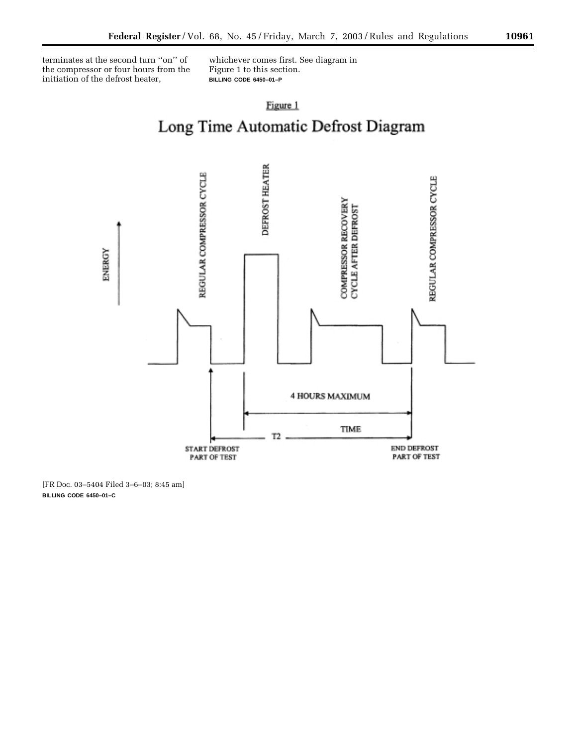terminates at the second turn "on" of the compressor or four hours from the initiation of the defrost heater, whichever comes first. See diagram in Figure 1 to this section.

BILLING CODE 6450–01–P

Figure 1

# Long Time Automatic Defrost Diagram

ENERGY

REGULAR COMPRESSOR CYCLE

DEFROST HEATER

COMPRESSOR RECOVERY CYCLE AFTER DEFROST

REGULAR COMPRESSOR CYCLE

4 HOURS MAXIMUM

TIME

T2

START DEFROST PART OF TEST

END DEFROST PART OF TEST

[FR Doc. 03–5404 Filed 3–6–03; 8:45 am]

BILLING CODE 6450–01–C